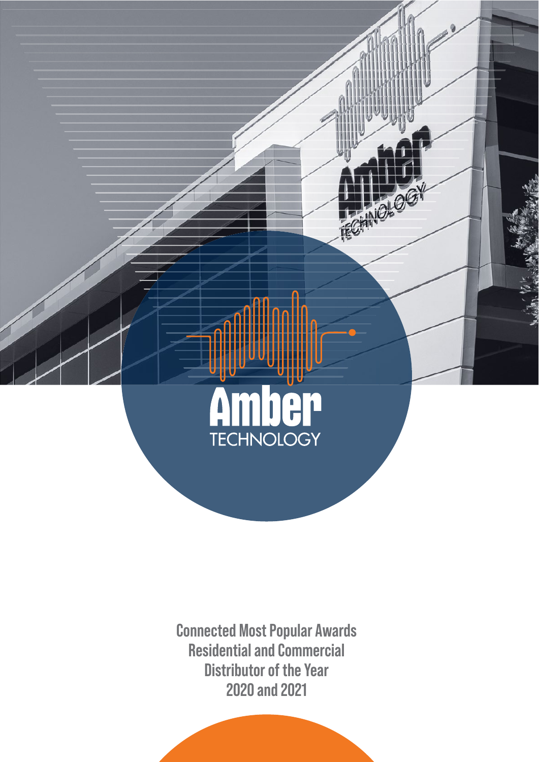# Amber
TECHNOLOGY

Connected Most Popular Awards
Residential and Commercial
Distributor of the Year
2020 and 2021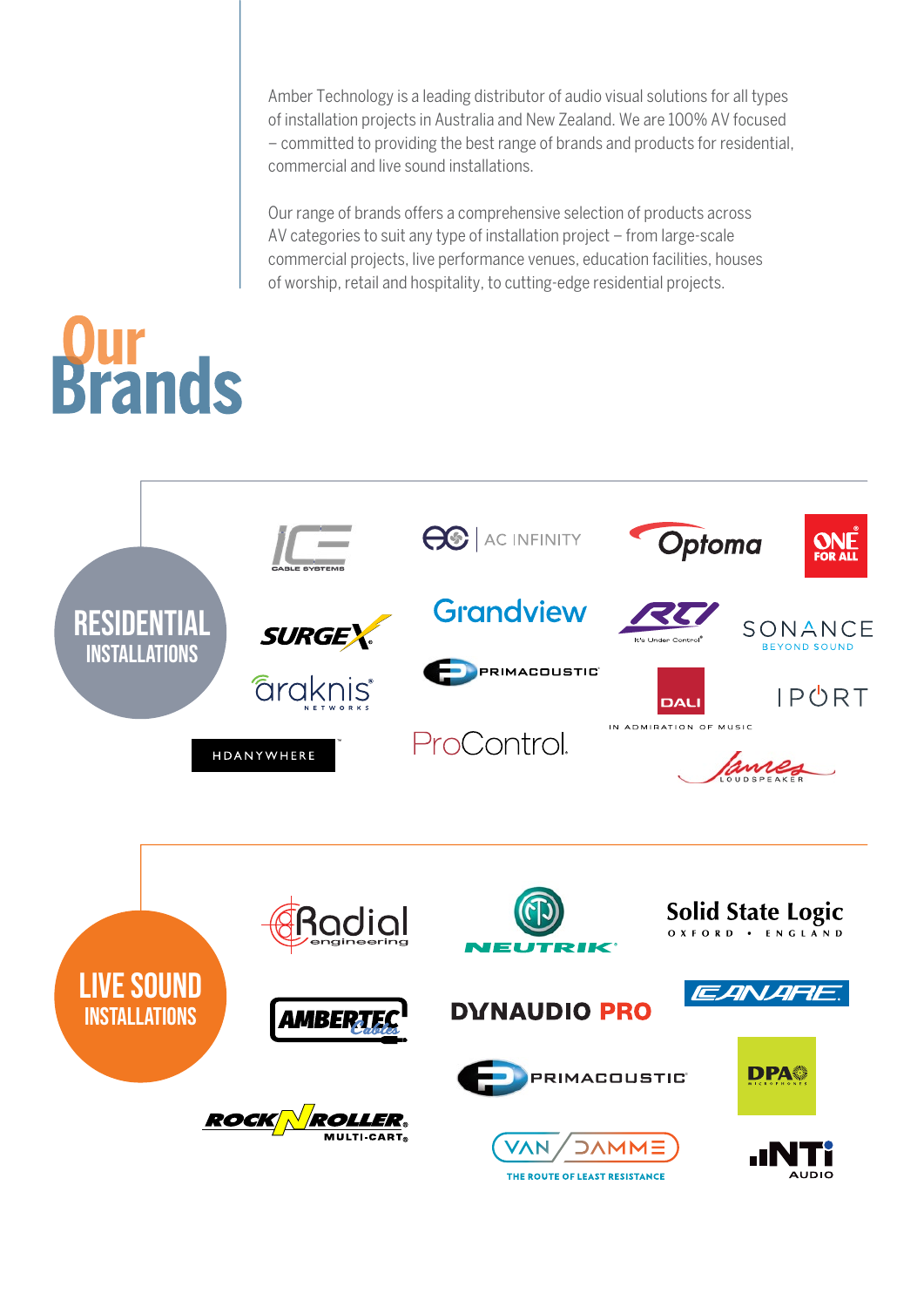Amber Technology is a leading distributor of audio visual solutions for all types of installation projects in Australia and New Zealand. We are 100% AV focused – committed to providing the best range of brands and products for residential, commercial and live sound installations.

Our range of brands offers a comprehensive selection of products across AV categories to suit any type of installation project – from large-scale commercial projects, live performance venues, education facilities, houses of worship, retail and hospitality, to cutting-edge residential projects.

# Our Brands

## RESIDENTIAL INSTALLATIONS

- ICE Cable Systems
- AC Infinity
- Optoma
- One For All
- SurgeX
- Grandview
- RTI – It's Under Control
- Sonance – Beyond Sound
- Araknis Networks
- Primacoustic
- DALI – In Admiration of Music
- IPORT
- HDANYWHERE
- ProControl
- James Loudspeaker

## LIVE SOUND INSTALLATIONS

- Radial Engineering
- Neutrik
- Solid State Logic – Oxford • England
- Ambertec Cables
- Dynaudio Pro
- Canare
- Primacoustic
- DPA Microphones
- Rock N Roller Multi-Cart
- Van Damme – The Route of Least Resistance
- NTi Audio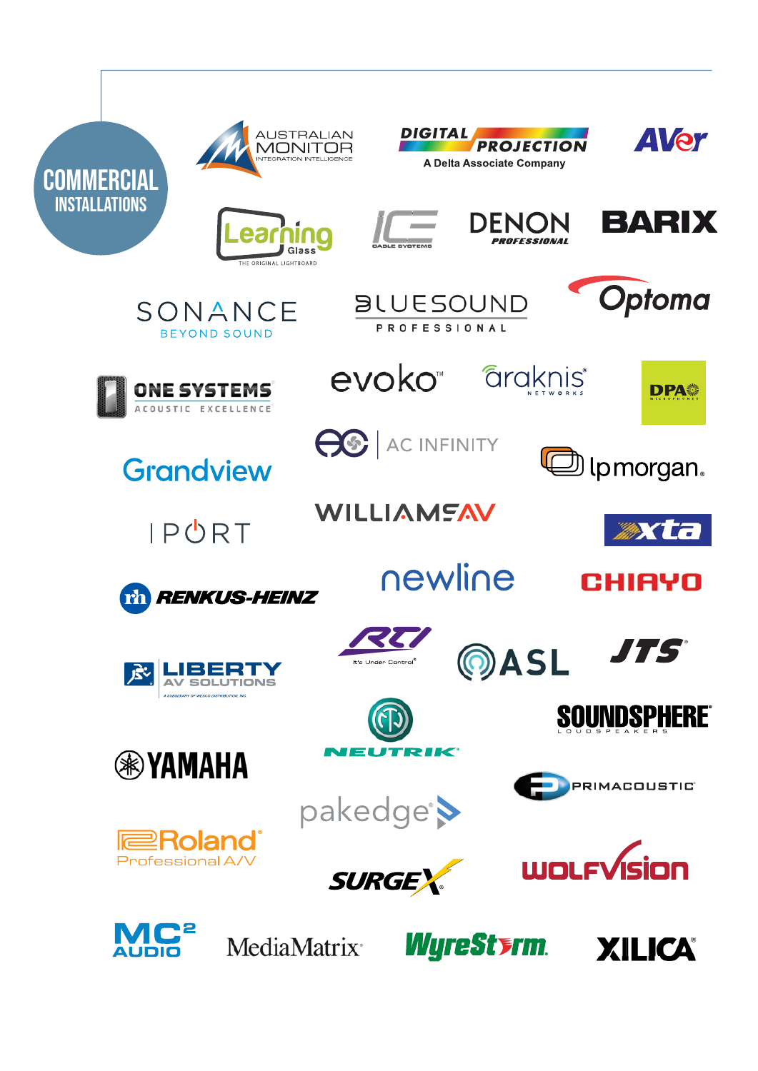# COMMERCIAL INSTALLATIONS

AUSTRALIAN MONITOR
INTEGRATION INTELLIGENCE

DIGITAL PROJECTION
A Delta Associate Company

AVer

Learning Glass
THE ORIGINAL LIGHTBOARD

ICE
CABLE SYSTEMS

DENON PROFESSIONAL

BARIX

SONANCE
BEYOND SOUND

BLUESOUND PROFESSIONAL

Optoma

ONE SYSTEMS
ACOUSTIC EXCELLENCE

evoko™

araknis NETWORKS

DPA MICROPHONES

AC INFINITY

Grandview

lpmorgan.

IPORT

WILLIAMSAV

xta

rh RENKUS-HEINZ

newline

CHIAYO

LIBERTY AV SOLUTIONS
A SUBSIDIARY OF WESCO DISTRIBUTION, INC.

RTI
It's Under Control®

ASL

JTS®

NEUTRIK®

SOUNDSPHERE LOUDSPEAKERS

YAMAHA

PRIMACOUSTIC®

pakedge

Roland®
Professional A/V

SURGEX®

WOLFVISION

MC[2] AUDIO

MediaMatrix®

WyreStorm.

XILICA®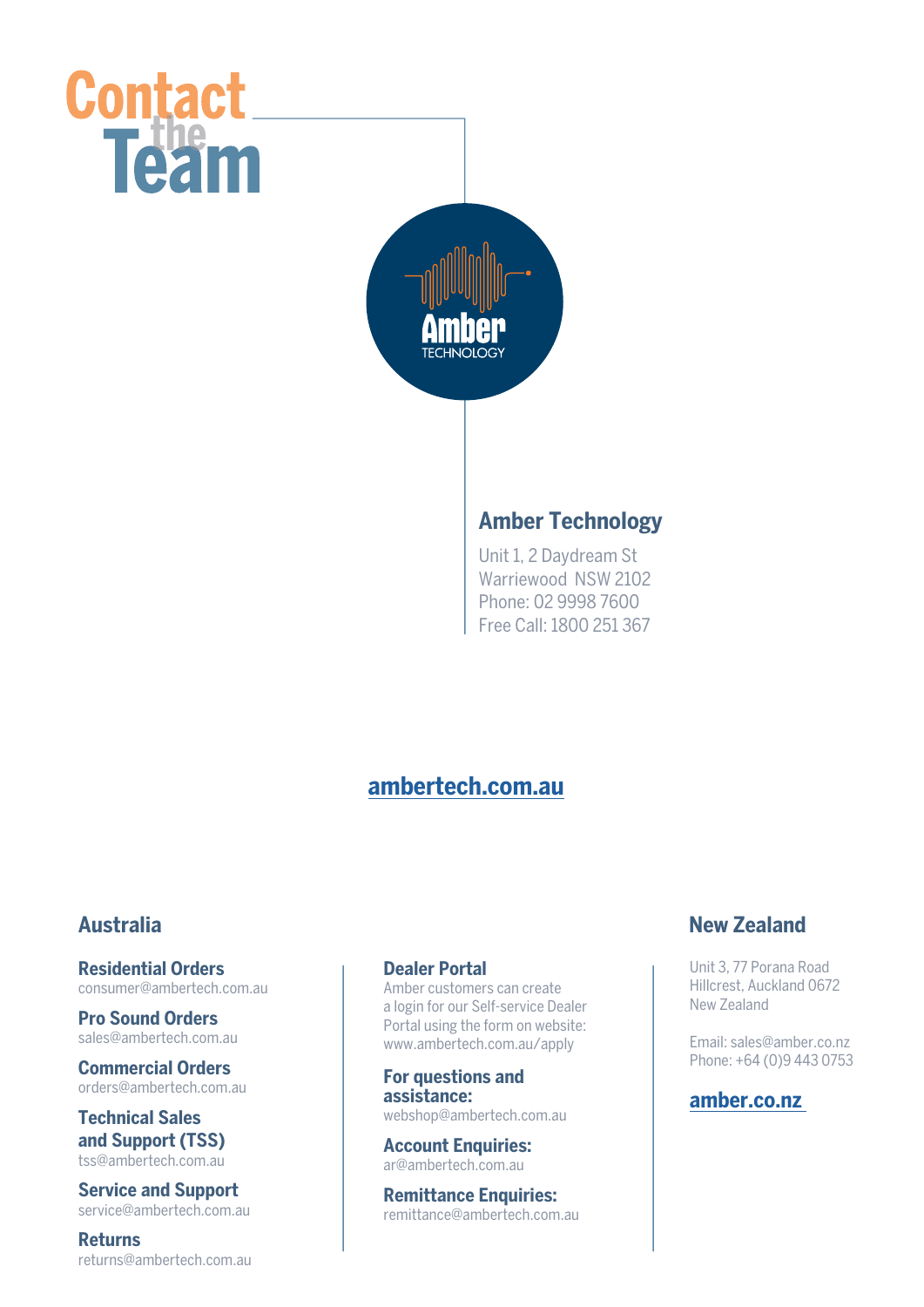# Contact the Team

Amber TECHNOLOGY

## Amber Technology

Unit 1, 2 Daydream St
Warriewood NSW 2102
Phone: 02 9998 7600
Free Call: 1800 251 367

**ambertech.com.au**

## Australia

**Residential Orders**
consumer@ambertech.com.au

**Pro Sound Orders**
sales@ambertech.com.au

**Commercial Orders**
orders@ambertech.com.au

**Technical Sales and Support (TSS)**
tss@ambertech.com.au

**Service and Support**
service@ambertech.com.au

**Returns**
returns@ambertech.com.au

**Dealer Portal**
Amber customers can create a login for our Self-service Dealer Portal using the form on website: www.ambertech.com.au/apply

**For questions and assistance:**
webshop@ambertech.com.au

**Account Enquiries:**
ar@ambertech.com.au

**Remittance Enquiries:**
remittance@ambertech.com.au

## New Zealand

Unit 3, 77 Porana Road
Hillcrest, Auckland 0672
New Zealand

Email: sales@amber.co.nz
Phone: +64 (0)9 443 0753

**amber.co.nz**